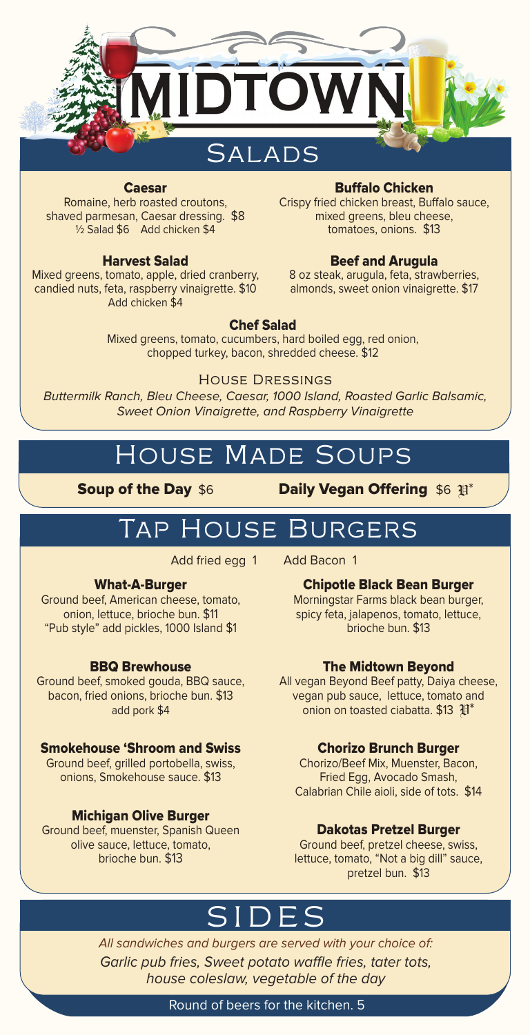# MIDTOWN

## Salads

**Caesar**
Romaine, herb roasted croutons, shaved parmesan, Caesar dressing. $8
½ Salad $6 Add chicken $4

**Harvest Salad**
Mixed greens, tomato, apple, dried cranberry, candied nuts, feta, raspberry vinaigrette. $10
Add chicken $4

**Buffalo Chicken**
Crispy fried chicken breast, Buffalo sauce, mixed greens, bleu cheese, tomatoes, onions. $13

**Beef and Arugula**
8 oz steak, arugula, feta, strawberries, almonds, sweet onion vinaigrette. $17

**Chef Salad**
Mixed greens, tomato, cucumbers, hard boiled egg, red onion, chopped turkey, bacon, shredded cheese. $12

### House Dressings

*Buttermilk Ranch, Bleu Cheese, Caesar, 1000 Island, Roasted Garlic Balsamic, Sweet Onion Vinaigrette, and Raspberry Vinaigrette*

## House Made Soups

**Soup of the Day** $6

**Daily Vegan Offering** $6 V*

## Tap House Burgers

Add fried egg 1 Add Bacon 1

**What-A-Burger**
Ground beef, American cheese, tomato, onion, lettuce, brioche bun. $11
"Pub style" add pickles, 1000 Island $1

**BBQ Brewhouse**
Ground beef, smoked gouda, BBQ sauce, bacon, fried onions, brioche bun. $13
add pork $4

**Smokehouse 'Shroom and Swiss**
Ground beef, grilled portobella, swiss, onions, Smokehouse sauce. $13

**Michigan Olive Burger**
Ground beef, muenster, Spanish Queen olive sauce, lettuce, tomato, brioche bun. $13

**Chipotle Black Bean Burger**
Morningstar Farms black bean burger, spicy feta, jalapenos, tomato, lettuce, brioche bun. $13

**The Midtown Beyond**
All vegan Beyond Beef patty, Daiya cheese, vegan pub sauce, lettuce, tomato and onion on toasted ciabatta. $13 V*

**Chorizo Brunch Burger**
Chorizo/Beef Mix, Muenster, Bacon, Fried Egg, Avocado Smash, Calabrian Chile aioli, side of tots. $14

**Dakotas Pretzel Burger**
Ground beef, pretzel cheese, swiss, lettuce, tomato, "Not a big dill" sauce, pretzel bun. $13

## SIDES

*All sandwiches and burgers are served with your choice of:*
*Garlic pub fries, Sweet potato waffle fries, tater tots, house coleslaw, vegetable of the day*

Round of beers for the kitchen. 5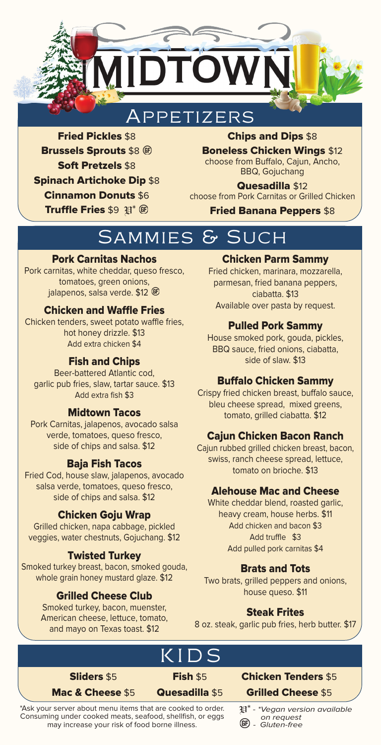# MIDTOWN

## Appetizers

**Fried Pickles** $8
**Brussels Sprouts** $8 GF
**Soft Pretzels** $8
**Spinach Artichoke Dip** $8
**Cinnamon Donuts** $6
**Truffle Fries** $9 V* GF

**Chips and Dips** $8
**Boneless Chicken Wings** $12
choose from Buffalo, Cajun, Ancho, BBQ, Gojuchang
**Quesadilla** $12
choose from Pork Carnitas or Grilled Chicken
**Fried Banana Peppers** $8

## Sammies & Such

### Pork Carnitas Nachos
Pork carnitas, white cheddar, queso fresco, tomatoes, green onions, jalapenos, salsa verde. $12 GF

### Chicken and Waffle Fries
Chicken tenders, sweet potato waffle fries, hot honey drizzle. $13
Add extra chicken $4

### Fish and Chips
Beer-battered Atlantic cod, garlic pub fries, slaw, tartar sauce. $13
Add extra fish $3

### Midtown Tacos
Pork Carnitas, jalapenos, avocado salsa verde, tomatoes, queso fresco, side of chips and salsa. $12

### Baja Fish Tacos
Fried Cod, house slaw, jalapenos, avocado salsa verde, tomatoes, queso fresco, side of chips and salsa. $12

### Chicken Goju Wrap
Grilled chicken, napa cabbage, pickled veggies, water chestnuts, Gojuchang. $12

### Twisted Turkey
Smoked turkey breast, bacon, smoked gouda, whole grain honey mustard glaze. $12

### Grilled Cheese Club
Smoked turkey, bacon, muenster, American cheese, lettuce, tomato, and mayo on Texas toast. $12

### Chicken Parm Sammy
Fried chicken, marinara, mozzarella, parmesan, fried banana peppers, ciabatta. $13
Available over pasta by request.

### Pulled Pork Sammy
House smoked pork, gouda, pickles, BBQ sauce, fried onions, ciabatta, side of slaw. $13

### Buffalo Chicken Sammy
Crispy fried chicken breast, buffalo sauce, bleu cheese spread, mixed greens, tomato, grilled ciabatta. $12

### Cajun Chicken Bacon Ranch
Cajun rubbed grilled chicken breast, bacon, swiss, ranch cheese spread, lettuce, tomato on brioche. $13

### Alehouse Mac and Cheese
White cheddar blend, roasted garlic, heavy cream, house herbs. $11
Add chicken and bacon $3
Add truffle $3
Add pulled pork carnitas $4

### Brats and Tots
Two brats, grilled peppers and onions, house queso. $11

### Steak Frites
8 oz. steak, garlic pub fries, herb butter. $17

## Kids

**Sliders** $5
**Mac & Cheese** $5
**Fish** $5
**Quesadilla** $5
**Chicken Tenders** $5
**Grilled Cheese** $5

*Ask your server about menu items that are cooked to order. Consuming under cooked meats, seafood, shellfish, or eggs may increase your risk of food borne illness.

V* - *Vegan version available on request*
GF - *Gluten-free*